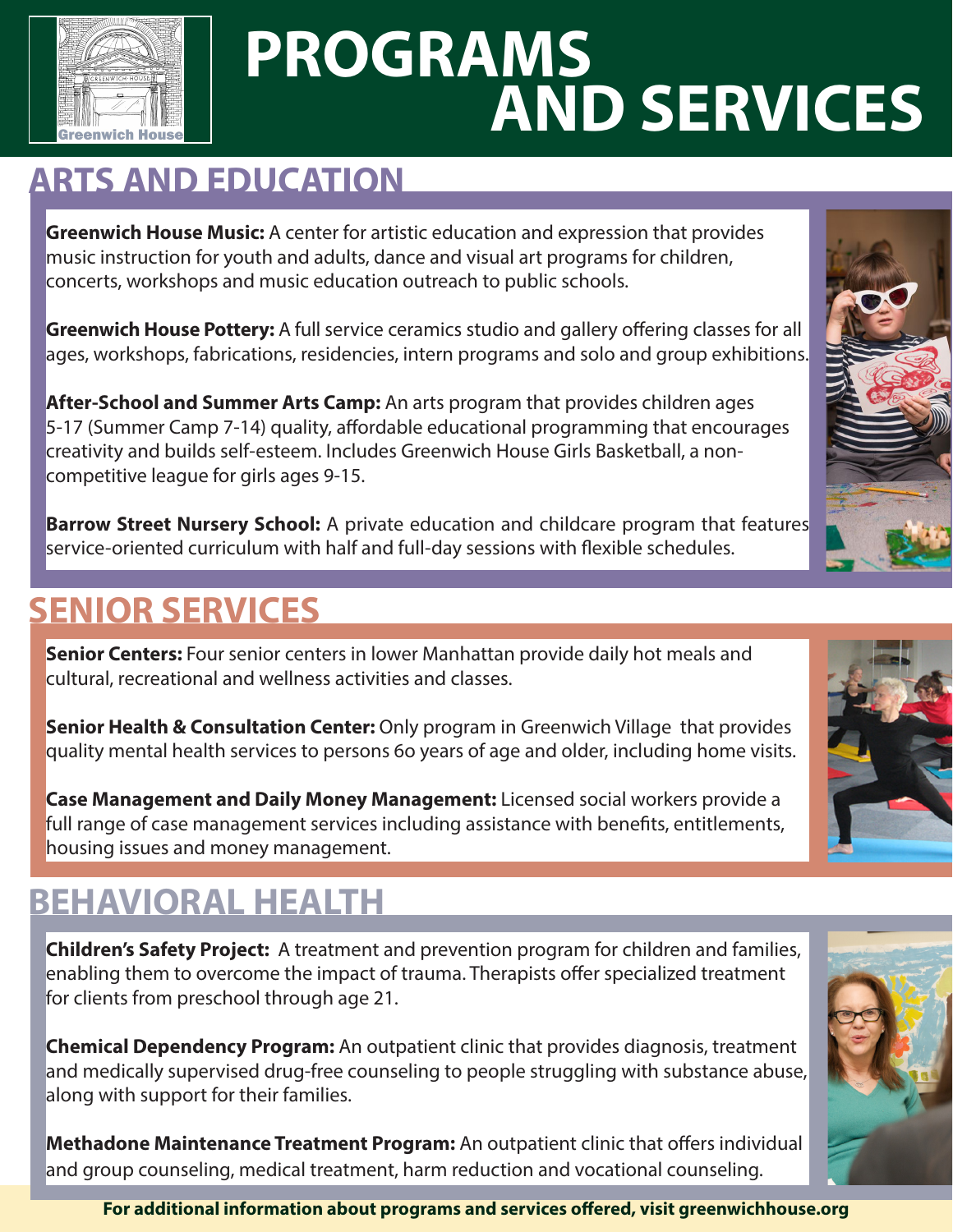# PROGRAMS AND SERVICES

## ARTS AND EDUCATION

**Greenwich House Music:** A center for artistic education and expression that provides music instruction for youth and adults, dance and visual art programs for children, concerts, workshops and music education outreach to public schools.

**Greenwich House Pottery:** A full service ceramics studio and gallery offering classes for all ages, workshops, fabrications, residencies, intern programs and solo and group exhibitions.

**After-School and Summer Arts Camp:** An arts program that provides children ages 5-17 (Summer Camp 7-14) quality, affordable educational programming that encourages creativity and builds self-esteem. Includes Greenwich House Girls Basketball, a non-competitive league for girls ages 9-15.

**Barrow Street Nursery School:** A private education and childcare program that features service-oriented curriculum with half and full-day sessions with flexible schedules.

## SENIOR SERVICES

**Senior Centers:** Four senior centers in lower Manhattan provide daily hot meals and cultural, recreational and wellness activities and classes.

**Senior Health & Consultation Center:** Only program in Greenwich Village that provides quality mental health services to persons 60 years of age and older, including home visits.

**Case Management and Daily Money Management:** Licensed social workers provide a full range of case management services including assistance with benefits, entitlements, housing issues and money management.

## BEHAVIORAL HEALTH

**Children's Safety Project:** A treatment and prevention program for children and families, enabling them to overcome the impact of trauma. Therapists offer specialized treatment for clients from preschool through age 21.

**Chemical Dependency Program:** An outpatient clinic that provides diagnosis, treatment and medically supervised drug-free counseling to people struggling with substance abuse, along with support for their families.

**Methadone Maintenance Treatment Program:** An outpatient clinic that offers individual and group counseling, medical treatment, harm reduction and vocational counseling.

**For additional information about programs and services offered, visit greenwichhouse.org**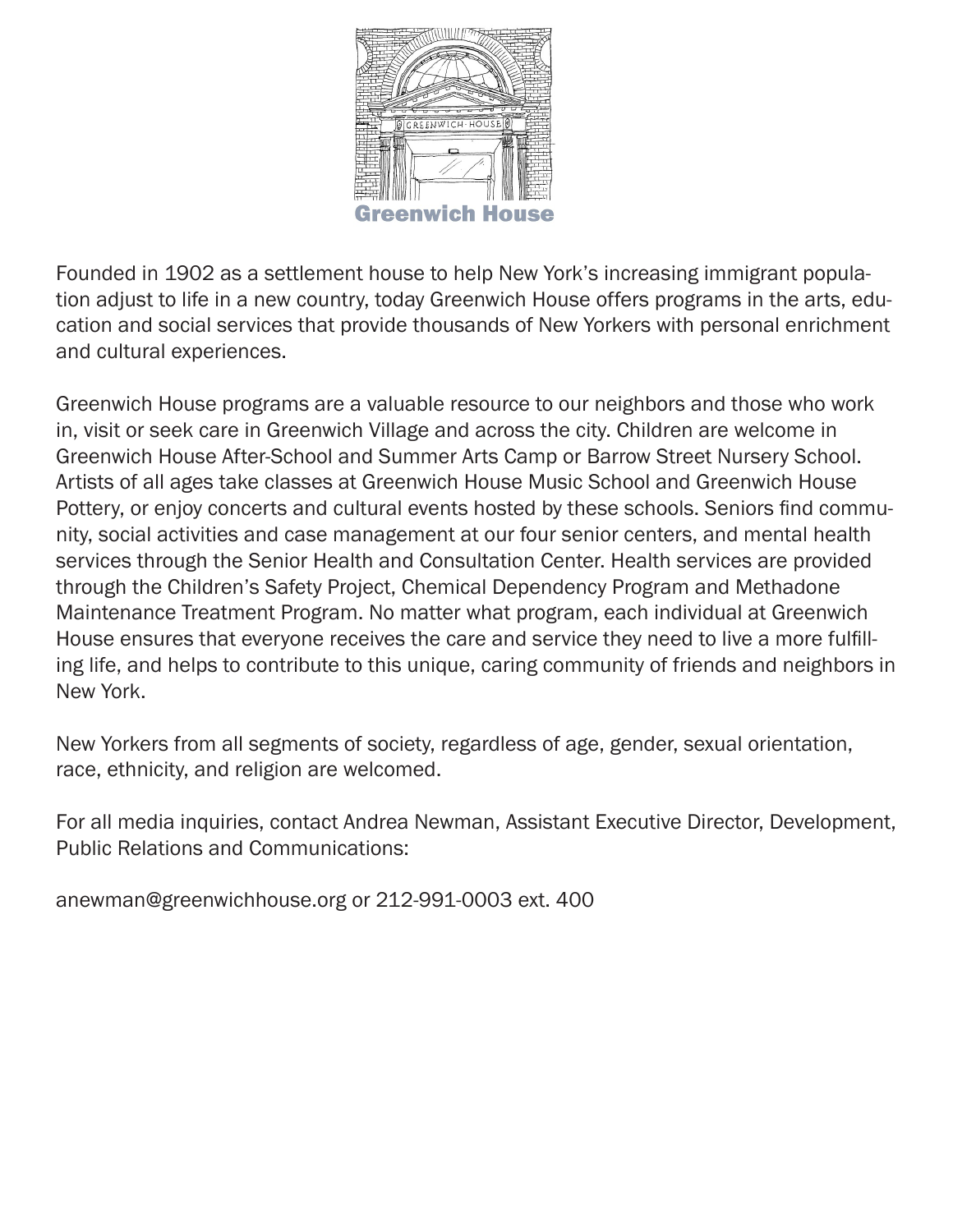Greenwich House

Founded in 1902 as a settlement house to help New York's increasing immigrant population adjust to life in a new country, today Greenwich House offers programs in the arts, education and social services that provide thousands of New Yorkers with personal enrichment and cultural experiences.

Greenwich House programs are a valuable resource to our neighbors and those who work in, visit or seek care in Greenwich Village and across the city. Children are welcome in Greenwich House After-School and Summer Arts Camp or Barrow Street Nursery School. Artists of all ages take classes at Greenwich House Music School and Greenwich House Pottery, or enjoy concerts and cultural events hosted by these schools. Seniors find community, social activities and case management at our four senior centers, and mental health services through the Senior Health and Consultation Center. Health services are provided through the Children's Safety Project, Chemical Dependency Program and Methadone Maintenance Treatment Program. No matter what program, each individual at Greenwich House ensures that everyone receives the care and service they need to live a more fulfilling life, and helps to contribute to this unique, caring community of friends and neighbors in New York.

New Yorkers from all segments of society, regardless of age, gender, sexual orientation, race, ethnicity, and religion are welcomed.

For all media inquiries, contact Andrea Newman, Assistant Executive Director, Development, Public Relations and Communications:

anewman@greenwichhouse.org or 212-991-0003 ext. 400